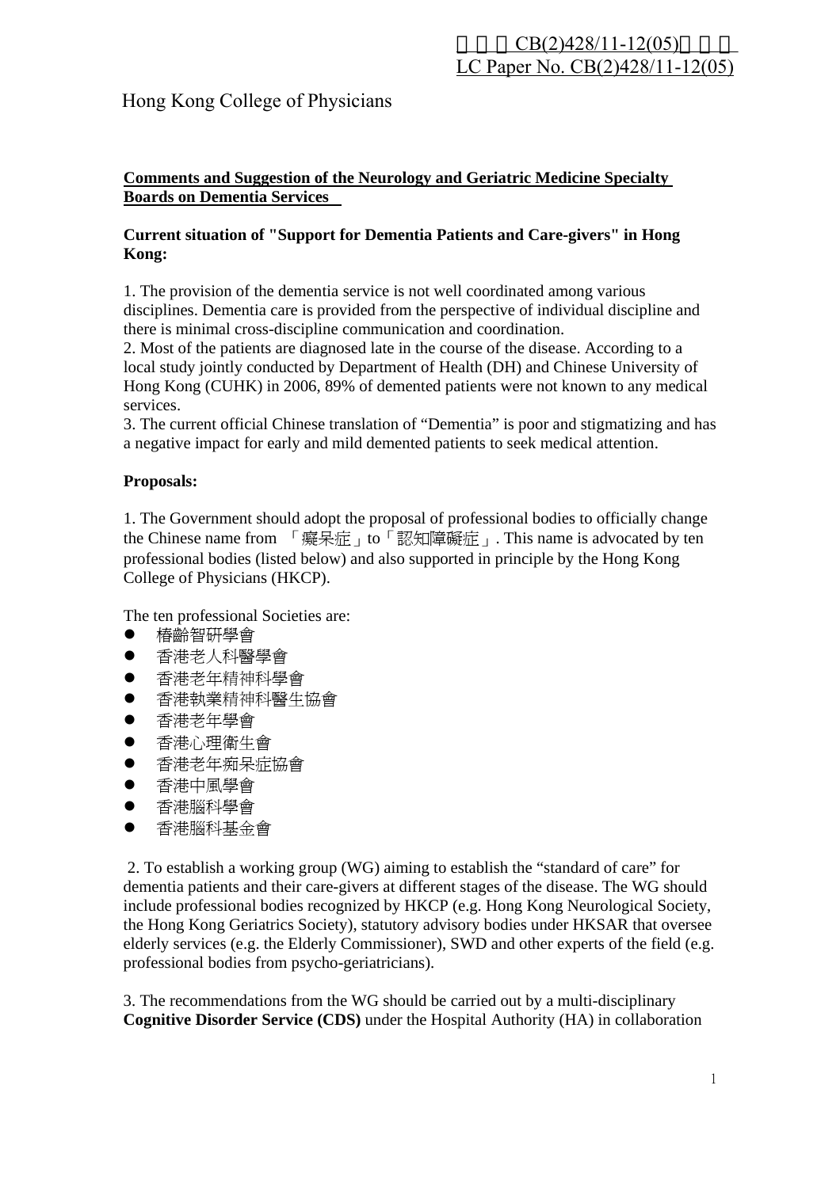立法會CB(2)428/11-12(05)號文件
LC Paper No. CB(2)428/11-12(05)

Hong Kong College of Physicians

**Comments and Suggestion of the Neurology and Geriatric Medicine Specialty Boards on Dementia Services**

**Current situation of "Support for Dementia Patients and Care-givers" in Hong Kong:**

1. The provision of the dementia service is not well coordinated among various disciplines. Dementia care is provided from the perspective of individual discipline and there is minimal cross-discipline communication and coordination.
2. Most of the patients are diagnosed late in the course of the disease. According to a local study jointly conducted by Department of Health (DH) and Chinese University of Hong Kong (CUHK) in 2006, 89% of demented patients were not known to any medical services.
3. The current official Chinese translation of "Dementia" is poor and stigmatizing and has a negative impact for early and mild demented patients to seek medical attention.

**Proposals:**

1. The Government should adopt the proposal of professional bodies to officially change the Chinese name from 「癡呆症」to「認知障礙症」. This name is advocated by ten professional bodies (listed below) and also supported in principle by the Hong Kong College of Physicians (HKCP).

The ten professional Societies are:

- 椿齡智研學會
- 香港老人科醫學會
- 香港老年精神科學會
- 香港執業精神科醫生協會
- 香港老年學會
- 香港心理衛生會
- 香港老年痴呆症協會
- 香港中風學會
- 香港腦科學會
- 香港腦科基金會

2. To establish a working group (WG) aiming to establish the "standard of care" for dementia patients and their care-givers at different stages of the disease. The WG should include professional bodies recognized by HKCP (e.g. Hong Kong Neurological Society, the Hong Kong Geriatrics Society), statutory advisory bodies under HKSAR that oversee elderly services (e.g. the Elderly Commissioner), SWD and other experts of the field (e.g. professional bodies from psycho-geriatricians).

3. The recommendations from the WG should be carried out by a multi-disciplinary **Cognitive Disorder Service (CDS)** under the Hospital Authority (HA) in collaboration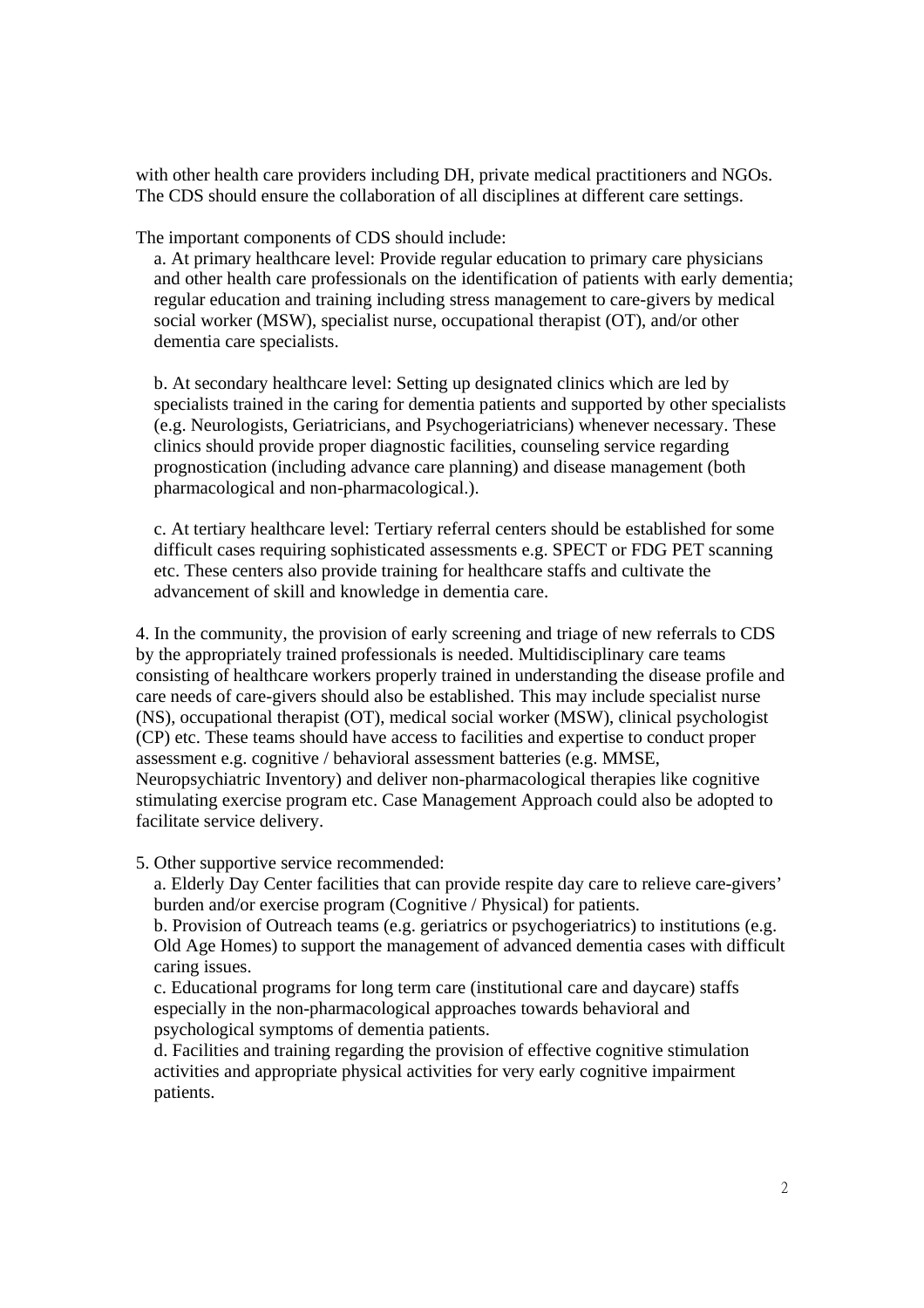with other health care providers including DH, private medical practitioners and NGOs. The CDS should ensure the collaboration of all disciplines at different care settings.

The important components of CDS should include:

a. At primary healthcare level: Provide regular education to primary care physicians and other health care professionals on the identification of patients with early dementia; regular education and training including stress management to care-givers by medical social worker (MSW), specialist nurse, occupational therapist (OT), and/or other dementia care specialists.

b. At secondary healthcare level: Setting up designated clinics which are led by specialists trained in the caring for dementia patients and supported by other specialists (e.g. Neurologists, Geriatricians, and Psychogeriatricians) whenever necessary. These clinics should provide proper diagnostic facilities, counseling service regarding prognostication (including advance care planning) and disease management (both pharmacological and non-pharmacological.).

c. At tertiary healthcare level: Tertiary referral centers should be established for some difficult cases requiring sophisticated assessments e.g. SPECT or FDG PET scanning etc. These centers also provide training for healthcare staffs and cultivate the advancement of skill and knowledge in dementia care.

4. In the community, the provision of early screening and triage of new referrals to CDS by the appropriately trained professionals is needed. Multidisciplinary care teams consisting of healthcare workers properly trained in understanding the disease profile and care needs of care-givers should also be established. This may include specialist nurse (NS), occupational therapist (OT), medical social worker (MSW), clinical psychologist (CP) etc. These teams should have access to facilities and expertise to conduct proper assessment e.g. cognitive / behavioral assessment batteries (e.g. MMSE, Neuropsychiatric Inventory) and deliver non-pharmacological therapies like cognitive stimulating exercise program etc. Case Management Approach could also be adopted to facilitate service delivery.

5. Other supportive service recommended:

a. Elderly Day Center facilities that can provide respite day care to relieve care-givers' burden and/or exercise program (Cognitive / Physical) for patients.

b. Provision of Outreach teams (e.g. geriatrics or psychogeriatrics) to institutions (e.g. Old Age Homes) to support the management of advanced dementia cases with difficult caring issues.

c. Educational programs for long term care (institutional care and daycare) staffs especially in the non-pharmacological approaches towards behavioral and psychological symptoms of dementia patients.

d. Facilities and training regarding the provision of effective cognitive stimulation activities and appropriate physical activities for very early cognitive impairment patients.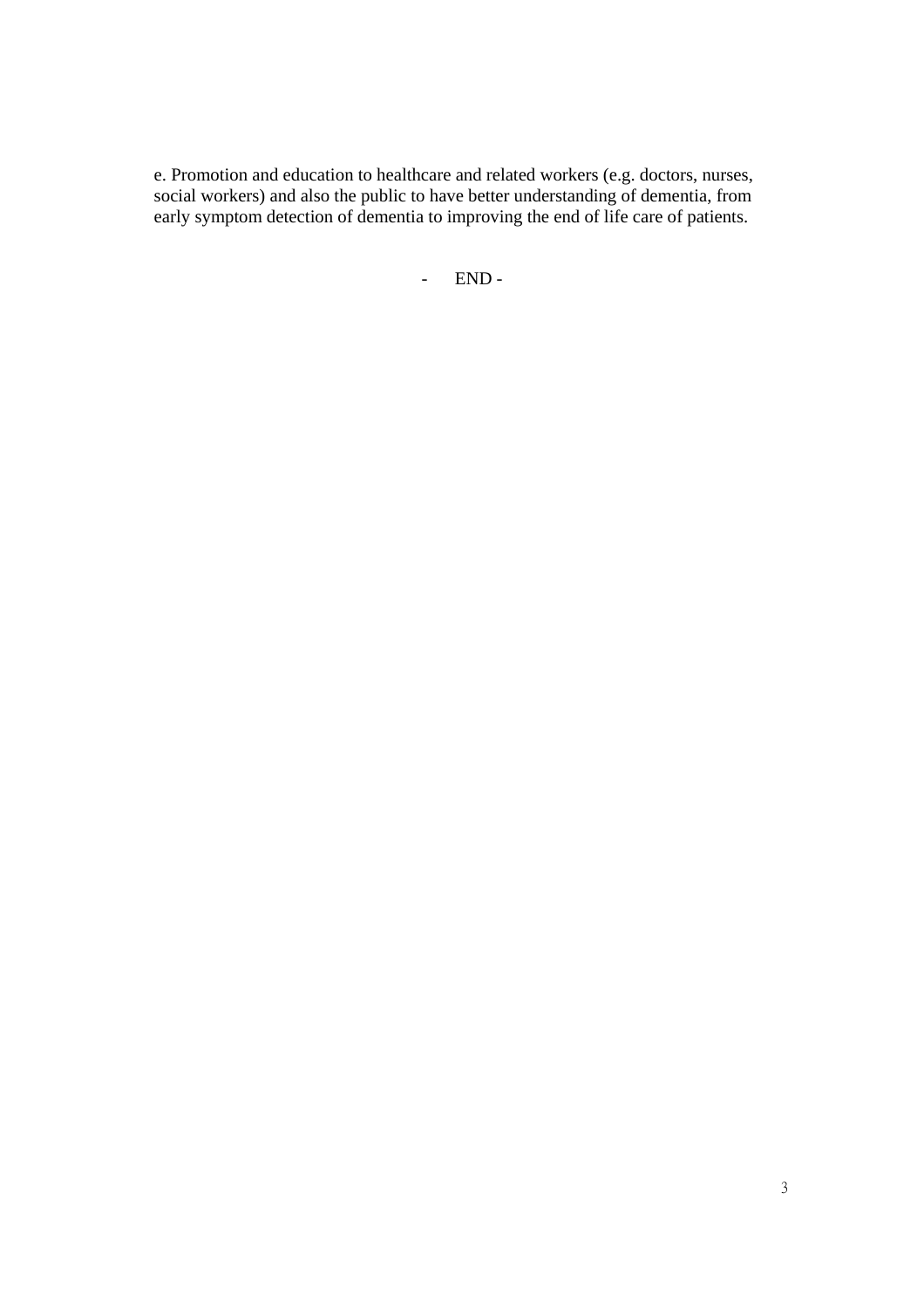e. Promotion and education to healthcare and related workers (e.g. doctors, nurses, social workers) and also the public to have better understanding of dementia, from early symptom detection of dementia to improving the end of life care of patients.

- END -